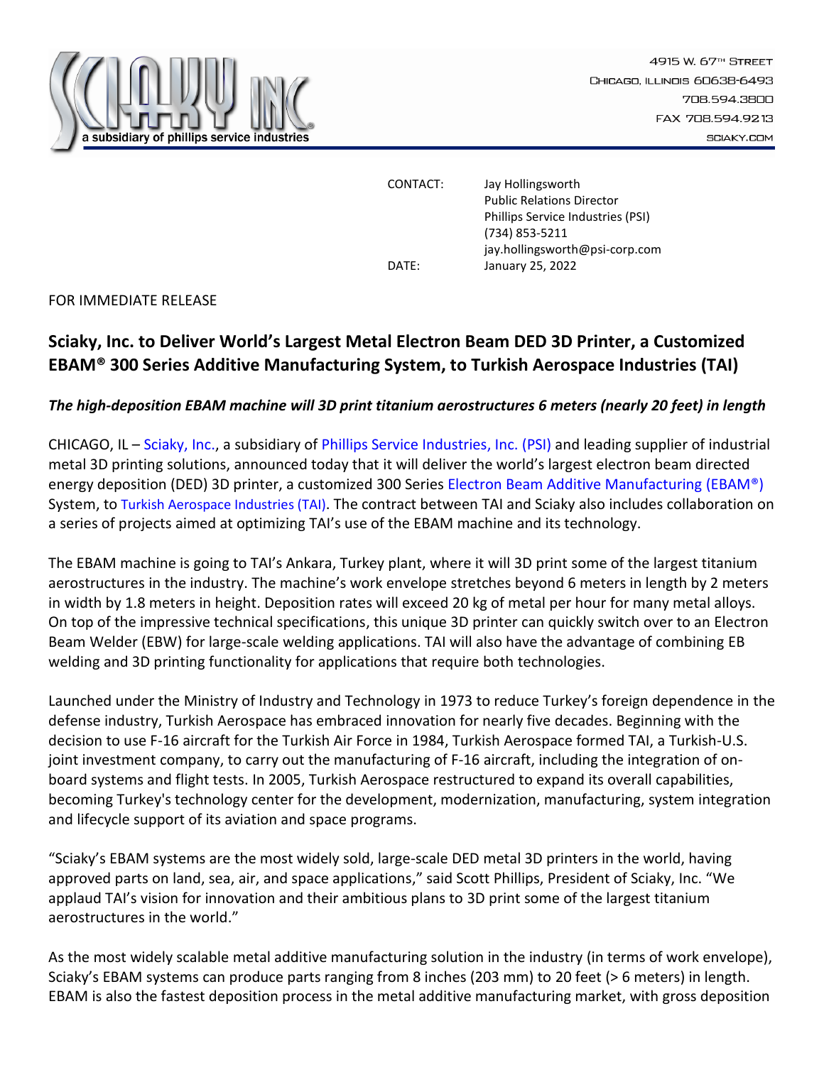a subsidiary of phillips service industries

4915 W. 67TH STREET
CHICAGO, ILLINOIS 60638-6493
708.594.3800
FAX 708.594.9213
SCIAKY.COM

CONTACT: Jay Hollingsworth
Public Relations Director
Phillips Service Industries (PSI)
(734) 853-5211
jay.hollingsworth@psi-corp.com

DATE: January 25, 2022

FOR IMMEDIATE RELEASE

# Sciaky, Inc. to Deliver World's Largest Metal Electron Beam DED 3D Printer, a Customized EBAM® 300 Series Additive Manufacturing System, to Turkish Aerospace Industries (TAI)

***The high-deposition EBAM machine will 3D print titanium aerostructures 6 meters (nearly 20 feet) in length***

CHICAGO, IL – Sciaky, Inc., a subsidiary of Phillips Service Industries, Inc. (PSI) and leading supplier of industrial metal 3D printing solutions, announced today that it will deliver the world's largest electron beam directed energy deposition (DED) 3D printer, a customized 300 Series Electron Beam Additive Manufacturing (EBAM®) System, to Turkish Aerospace Industries (TAI). The contract between TAI and Sciaky also includes collaboration on a series of projects aimed at optimizing TAI's use of the EBAM machine and its technology.

The EBAM machine is going to TAI's Ankara, Turkey plant, where it will 3D print some of the largest titanium aerostructures in the industry. The machine's work envelope stretches beyond 6 meters in length by 2 meters in width by 1.8 meters in height. Deposition rates will exceed 20 kg of metal per hour for many metal alloys. On top of the impressive technical specifications, this unique 3D printer can quickly switch over to an Electron Beam Welder (EBW) for large-scale welding applications. TAI will also have the advantage of combining EB welding and 3D printing functionality for applications that require both technologies.

Launched under the Ministry of Industry and Technology in 1973 to reduce Turkey's foreign dependence in the defense industry, Turkish Aerospace has embraced innovation for nearly five decades. Beginning with the decision to use F-16 aircraft for the Turkish Air Force in 1984, Turkish Aerospace formed TAI, a Turkish-U.S. joint investment company, to carry out the manufacturing of F-16 aircraft, including the integration of on-board systems and flight tests. In 2005, Turkish Aerospace restructured to expand its overall capabilities, becoming Turkey's technology center for the development, modernization, manufacturing, system integration and lifecycle support of its aviation and space programs.

"Sciaky's EBAM systems are the most widely sold, large-scale DED metal 3D printers in the world, having approved parts on land, sea, air, and space applications," said Scott Phillips, President of Sciaky, Inc. "We applaud TAI's vision for innovation and their ambitious plans to 3D print some of the largest titanium aerostructures in the world."

As the most widely scalable metal additive manufacturing solution in the industry (in terms of work envelope), Sciaky's EBAM systems can produce parts ranging from 8 inches (203 mm) to 20 feet (> 6 meters) in length. EBAM is also the fastest deposition process in the metal additive manufacturing market, with gross deposition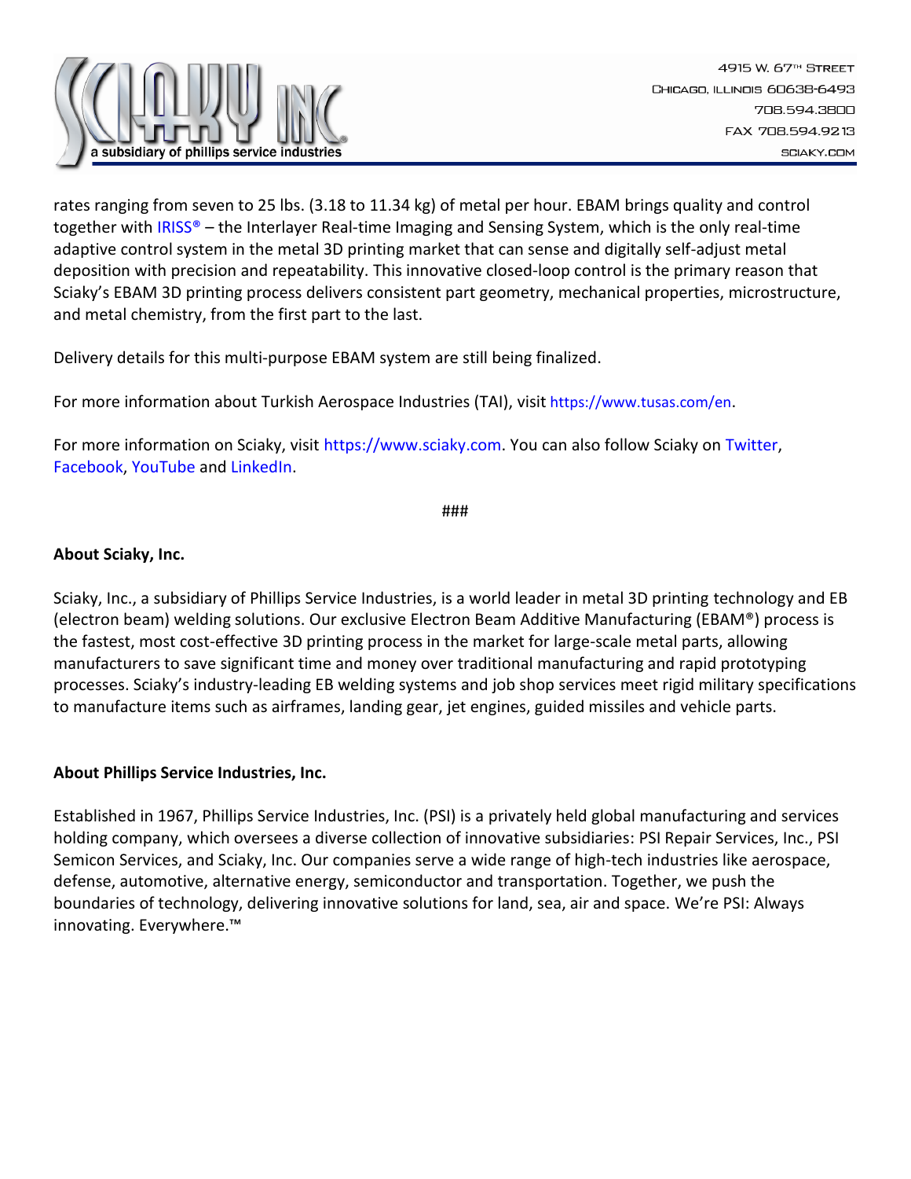rates ranging from seven to 25 lbs. (3.18 to 11.34 kg) of metal per hour. EBAM brings quality and control together with IRISS® – the Interlayer Real-time Imaging and Sensing System, which is the only real-time adaptive control system in the metal 3D printing market that can sense and digitally self-adjust metal deposition with precision and repeatability. This innovative closed-loop control is the primary reason that Sciaky's EBAM 3D printing process delivers consistent part geometry, mechanical properties, microstructure, and metal chemistry, from the first part to the last.

Delivery details for this multi-purpose EBAM system are still being finalized.

For more information about Turkish Aerospace Industries (TAI), visit https://www.tusas.com/en.

For more information on Sciaky, visit https://www.sciaky.com. You can also follow Sciaky on Twitter, Facebook, YouTube and LinkedIn.

###

**About Sciaky, Inc.**

Sciaky, Inc., a subsidiary of Phillips Service Industries, is a world leader in metal 3D printing technology and EB (electron beam) welding solutions. Our exclusive Electron Beam Additive Manufacturing (EBAM®) process is the fastest, most cost-effective 3D printing process in the market for large-scale metal parts, allowing manufacturers to save significant time and money over traditional manufacturing and rapid prototyping processes. Sciaky's industry-leading EB welding systems and job shop services meet rigid military specifications to manufacture items such as airframes, landing gear, jet engines, guided missiles and vehicle parts.

**About Phillips Service Industries, Inc.**

Established in 1967, Phillips Service Industries, Inc. (PSI) is a privately held global manufacturing and services holding company, which oversees a diverse collection of innovative subsidiaries: PSI Repair Services, Inc., PSI Semicon Services, and Sciaky, Inc. Our companies serve a wide range of high-tech industries like aerospace, defense, automotive, alternative energy, semiconductor and transportation. Together, we push the boundaries of technology, delivering innovative solutions for land, sea, air and space. We're PSI: Always innovating. Everywhere.™